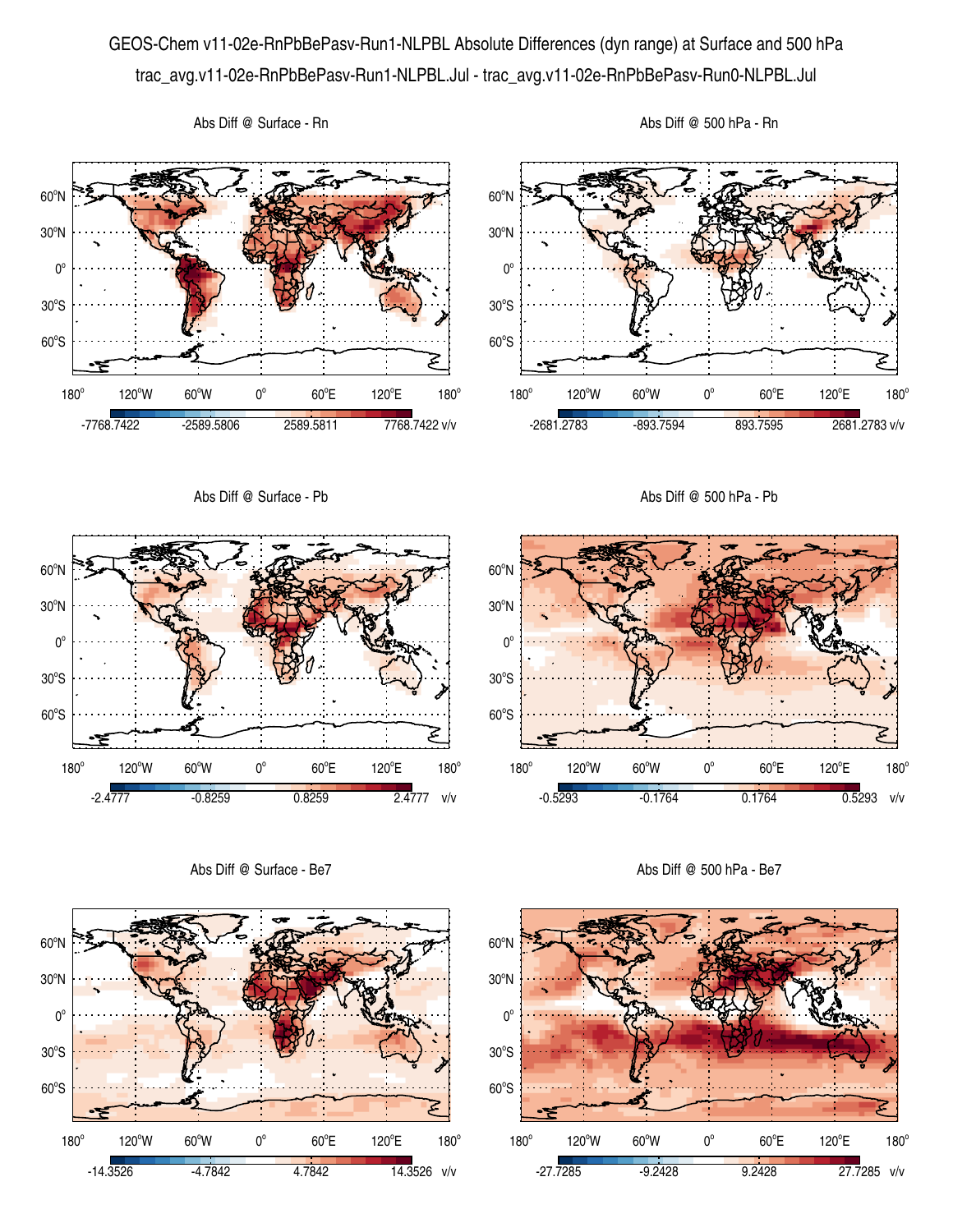GEOS-Chem v11-02e-RnPbBePasv-Run1-NLPBL Absolute Differences (dyn range) at Surface and 500 hPa

trac_avg.v11-02e-RnPbBePasv-Run1-NLPBL.Jul - trac_avg.v11-02e-RnPbBePasv-Run0-NLPBL.Jul

Abs Diff @ Surface - Rn

-7768.7422 | -2589.5806 | 2589.5811 | 7768.7422 v/v

Abs Diff @ 500 hPa - Rn

-2681.2783 | -893.7594 | 893.7595 | 2681.2783 v/v

Abs Diff @ Surface - Pb

-2.4777 | -0.8259 | 0.8259 | 2.4777 v/v

Abs Diff @ 500 hPa - Pb

-0.5293 | -0.1764 | 0.1764 | 0.5293 v/v

Abs Diff @ Surface - Be7

-14.3526 | -4.7842 | 4.7842 | 14.3526 v/v

Abs Diff @ 500 hPa - Be7

-27.7285 | -9.2428 | 9.2428 | 27.7285 v/v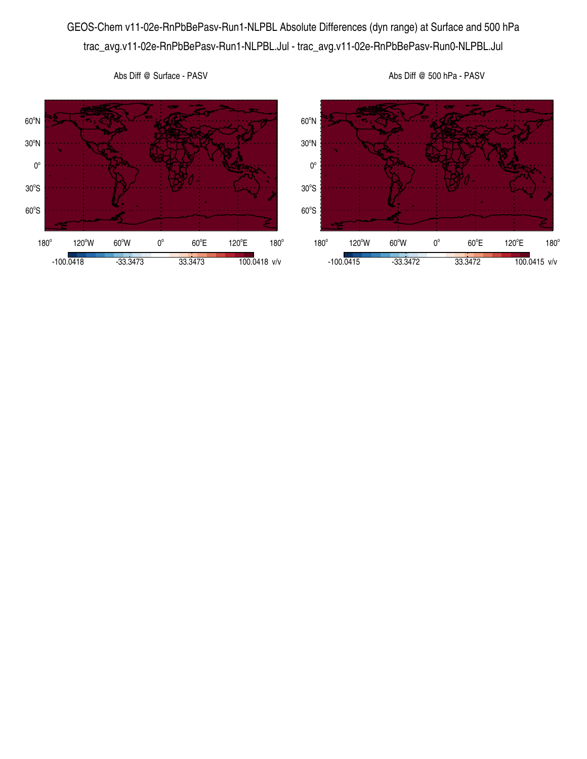GEOS-Chem v11-02e-RnPbBePasv-Run1-NLPBL Absolute Differences (dyn range) at Surface and 500 hPa

trac_avg.v11-02e-RnPbBePasv-Run1-NLPBL.Jul - trac_avg.v11-02e-RnPbBePasv-Run0-NLPBL.Jul

Abs Diff @ Surface - PASV

60°N
30°N
0°
30°S
60°S

180° 120°W 60°W 0° 60°E 120°E 180°

-100.0418 -33.3473 33.3473 100.0418 v/v

Abs Diff @ 500 hPa - PASV

60°N
30°N
0°
30°S
60°S

180° 120°W 60°W 0° 60°E 120°E 180°

-100.0415 -33.3472 33.3472 100.0415 v/v